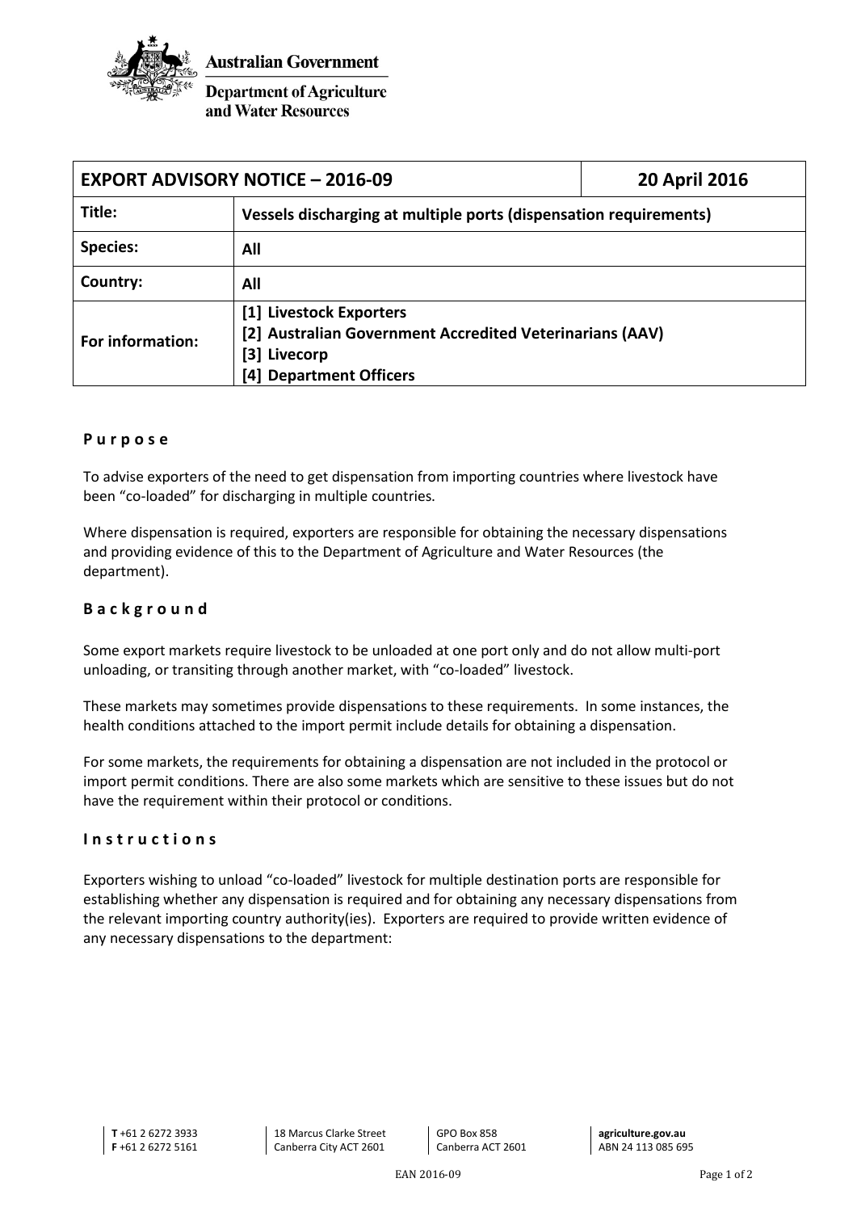Australian Government

Department of Agriculture and Water Resources

| EXPORT ADVISORY NOTICE – 2016-09 | | 20 April 2016 |
|---|---|---|
| Title: | Vessels discharging at multiple ports (dispensation requirements) | |
| Species: | All | |
| Country: | All | |
| For information: | [1] Livestock Exporters<br>[2] Australian Government Accredited Veterinarians (AAV)<br>[3] Livecorp<br>[4] Department Officers | |

## Purpose

To advise exporters of the need to get dispensation from importing countries where livestock have been "co-loaded" for discharging in multiple countries.

Where dispensation is required, exporters are responsible for obtaining the necessary dispensations and providing evidence of this to the Department of Agriculture and Water Resources (the department).

## Background

Some export markets require livestock to be unloaded at one port only and do not allow multi-port unloading, or transiting through another market, with "co-loaded" livestock.

These markets may sometimes provide dispensations to these requirements. In some instances, the health conditions attached to the import permit include details for obtaining a dispensation.

For some markets, the requirements for obtaining a dispensation are not included in the protocol or import permit conditions. There are also some markets which are sensitive to these issues but do not have the requirement within their protocol or conditions.

## Instructions

Exporters wishing to unload "co-loaded" livestock for multiple destination ports are responsible for establishing whether any dispensation is required and for obtaining any necessary dispensations from the relevant importing country authority(ies). Exporters are required to provide written evidence of any necessary dispensations to the department:

**T** +61 2 6272 3933
**F** +61 2 6272 5161

18 Marcus Clarke Street
Canberra City ACT 2601

GPO Box 858
Canberra ACT 2601

**agriculture.gov.au**
ABN 24 113 085 695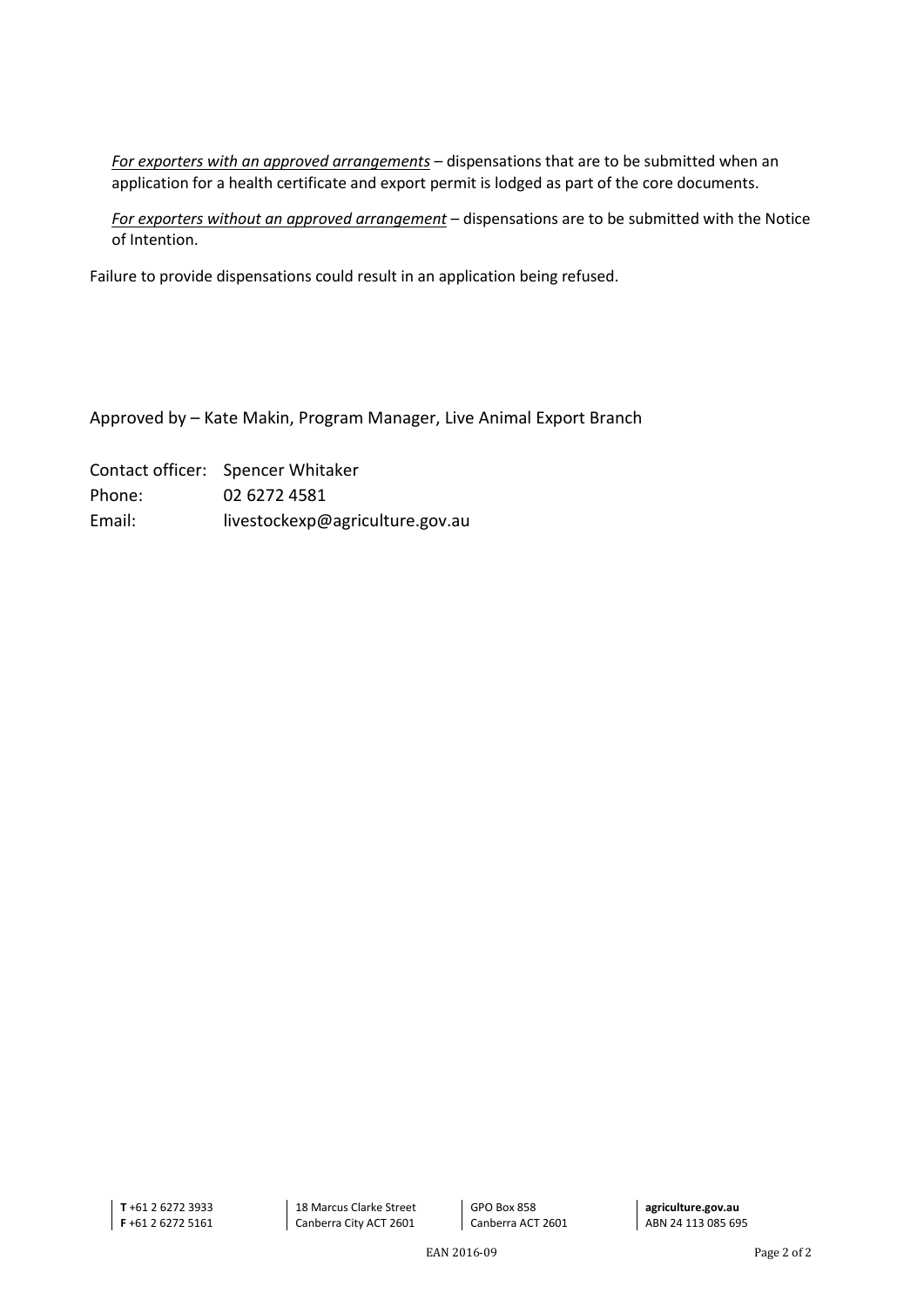*For exporters with an approved arrangements* – dispensations that are to be submitted when an application for a health certificate and export permit is lodged as part of the core documents.

*For exporters without an approved arrangement* – dispensations are to be submitted with the Notice of Intention.

Failure to provide dispensations could result in an application being refused.

Approved by – Kate Makin, Program Manager, Live Animal Export Branch

| | |
|---|---|
| Contact officer: | Spencer Whitaker |
| Phone: | 02 6272 4581 |
| Email: | livestockexp@agriculture.gov.au |